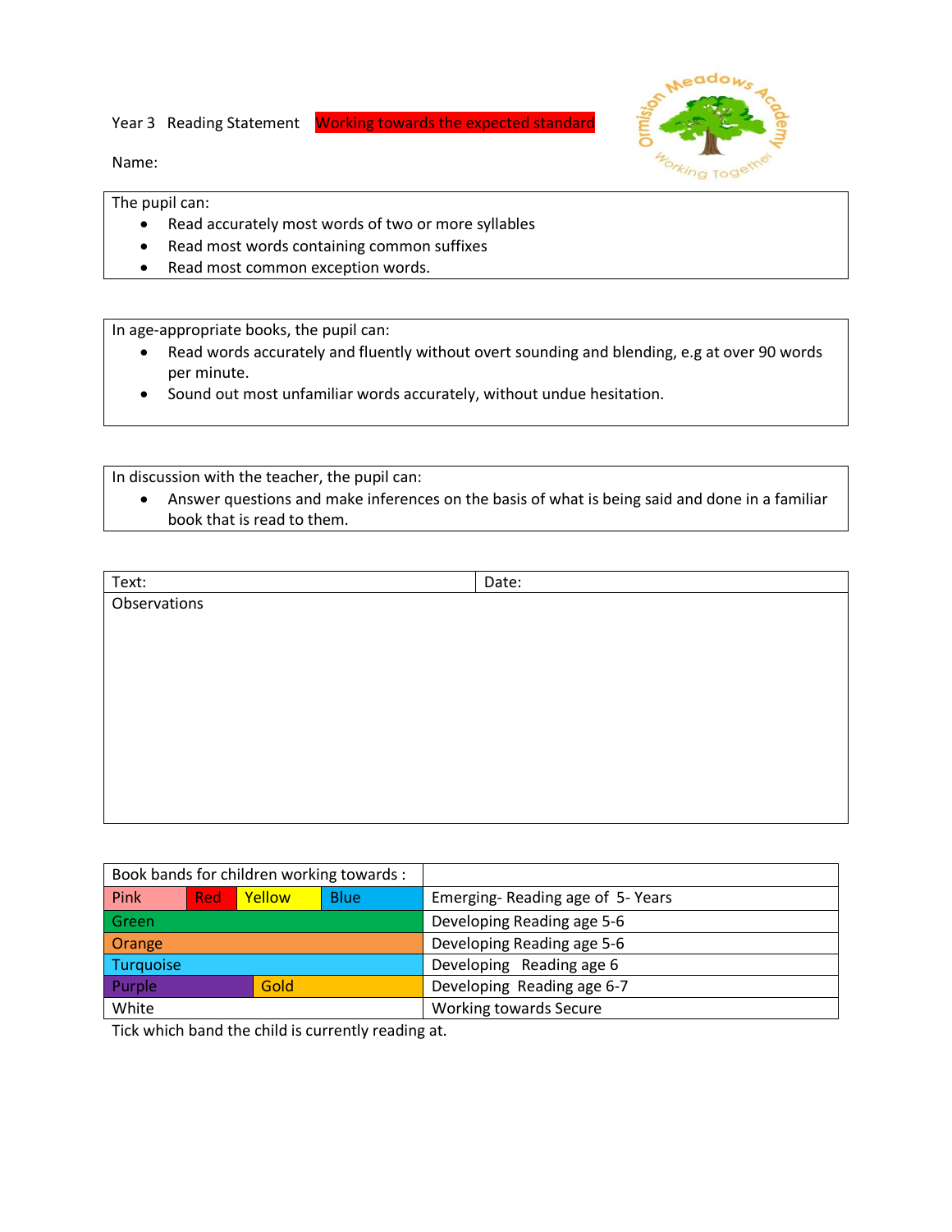Year 3 Reading Statement **Working towards the expected standard**

Name:

The pupil can:

- Read accurately most words of two or more syllables
- Read most words containing common suffixes
- Read most common exception words.

In age-appropriate books, the pupil can:

- Read words accurately and fluently without overt sounding and blending, e.g at over 90 words per minute.
- Sound out most unfamiliar words accurately, without undue hesitation.

In discussion with the teacher, the pupil can:

- Answer questions and make inferences on the basis of what is being said and done in a familiar book that is read to them.

| Text: | Date: |
|---|---|
| Observations | |

| Book bands for children working towards : | | | | |
|---|---|---|---|---|
| Pink | Red | Yellow | Blue | Emerging- Reading age of 5- Years |
| Green | | | | Developing Reading age 5-6 |
| Orange | | | | Developing Reading age 5-6 |
| Turquoise | | | | Developing Reading age 6 |
| Purple | Gold | | | Developing Reading age 6-7 |
| White | | | | Working towards Secure |

Tick which band the child is currently reading at.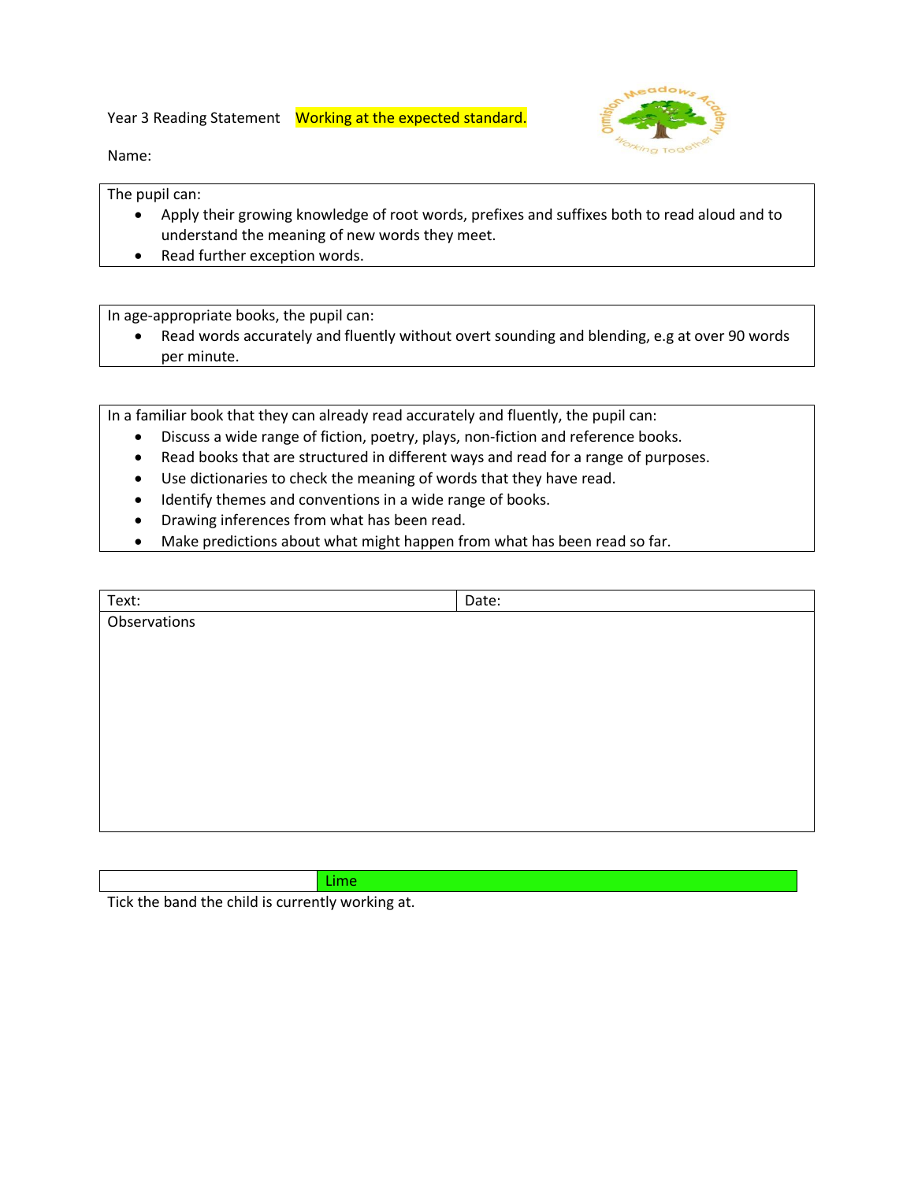Year 3 Reading Statement Working at the expected standard.

Name:

The pupil can:

- Apply their growing knowledge of root words, prefixes and suffixes both to read aloud and to understand the meaning of new words they meet.
- Read further exception words.

In age-appropriate books, the pupil can:

- Read words accurately and fluently without overt sounding and blending, e.g at over 90 words per minute.

In a familiar book that they can already read accurately and fluently, the pupil can:

- Discuss a wide range of fiction, poetry, plays, non-fiction and reference books.
- Read books that are structured in different ways and read for a range of purposes.
- Use dictionaries to check the meaning of words that they have read.
- Identify themes and conventions in a wide range of books.
- Drawing inferences from what has been read.
- Make predictions about what might happen from what has been read so far.

| Text: | Date: |
|---|---|
| Observations | |

| | |
|---|---|
| | Lime |

Tick the band the child is currently working at.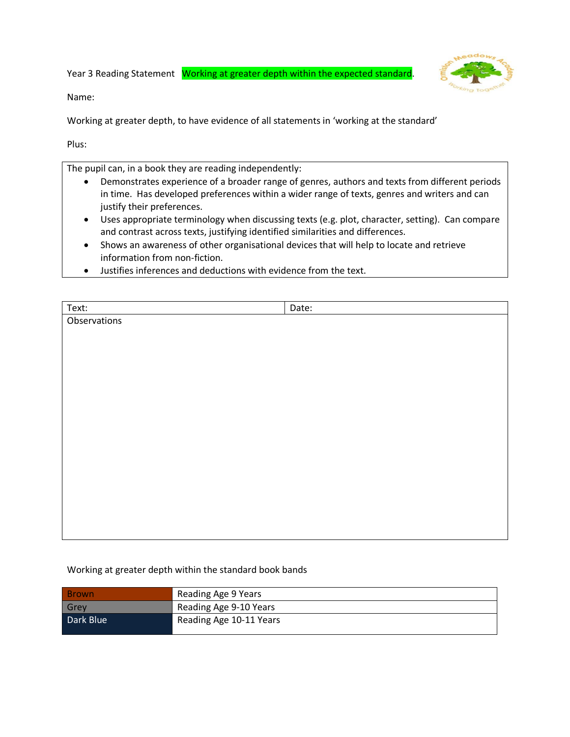Year 3 Reading Statement Working at greater depth within the expected standard.

Name:

Working at greater depth, to have evidence of all statements in 'working at the standard'

Plus:

The pupil can, in a book they are reading independently:

- Demonstrates experience of a broader range of genres, authors and texts from different periods in time. Has developed preferences within a wider range of texts, genres and writers and can justify their preferences.
- Uses appropriate terminology when discussing texts (e.g. plot, character, setting). Can compare and contrast across texts, justifying identified similarities and differences.
- Shows an awareness of other organisational devices that will help to locate and retrieve information from non-fiction.
- Justifies inferences and deductions with evidence from the text.

| Text: | Date: |
| --- | --- |
| Observations | |

Working at greater depth within the standard book bands

| | |
| --- | --- |
| Brown | Reading Age 9 Years |
| Grey | Reading Age 9-10 Years |
| Dark Blue | Reading Age 10-11 Years |